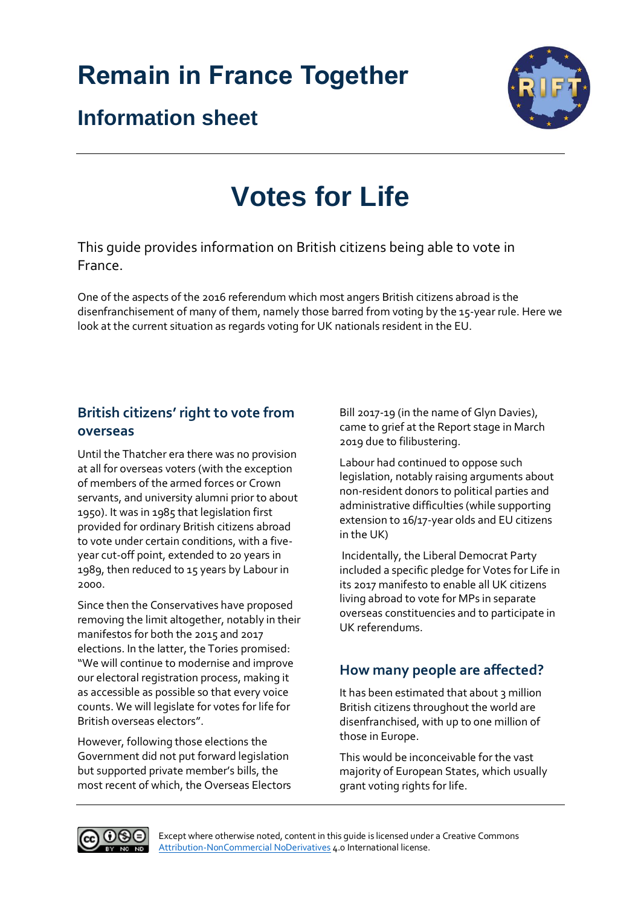# Remain in France Together

## Information sheet

# Votes for Life

This guide provides information on British citizens being able to vote in France.

One of the aspects of the 2016 referendum which most angers British citizens abroad is the disenfranchisement of many of them, namely those barred from voting by the 15-year rule. Here we look at the current situation as regards voting for UK nationals resident in the EU.

### British citizens' right to vote from overseas

Until the Thatcher era there was no provision at all for overseas voters (with the exception of members of the armed forces or Crown servants, and university alumni prior to about 1950). It was in 1985 that legislation first provided for ordinary British citizens abroad to vote under certain conditions, with a five-year cut-off point, extended to 20 years in 1989, then reduced to 15 years by Labour in 2000.

Since then the Conservatives have proposed removing the limit altogether, notably in their manifestos for both the 2015 and 2017 elections. In the latter, the Tories promised: "We will continue to modernise and improve our electoral registration process, making it as accessible as possible so that every voice counts. We will legislate for votes for life for British overseas electors".

However, following those elections the Government did not put forward legislation but supported private member's bills, the most recent of which, the Overseas Electors Bill 2017-19 (in the name of Glyn Davies), came to grief at the Report stage in March 2019 due to filibustering.

Labour had continued to oppose such legislation, notably raising arguments about non-resident donors to political parties and administrative difficulties (while supporting extension to 16/17-year olds and EU citizens in the UK)

Incidentally, the Liberal Democrat Party included a specific pledge for Votes for Life in its 2017 manifesto to enable all UK citizens living abroad to vote for MPs in separate overseas constituencies and to participate in UK referendums.

### How many people are affected?

It has been estimated that about 3 million British citizens throughout the world are disenfranchised, with up to one million of those in Europe.

This would be inconceivable for the vast majority of European States, which usually grant voting rights for life.

Except where otherwise noted, content in this guide is licensed under a Creative Commons Attribution-NonCommercial NoDerivatives 4.0 International license.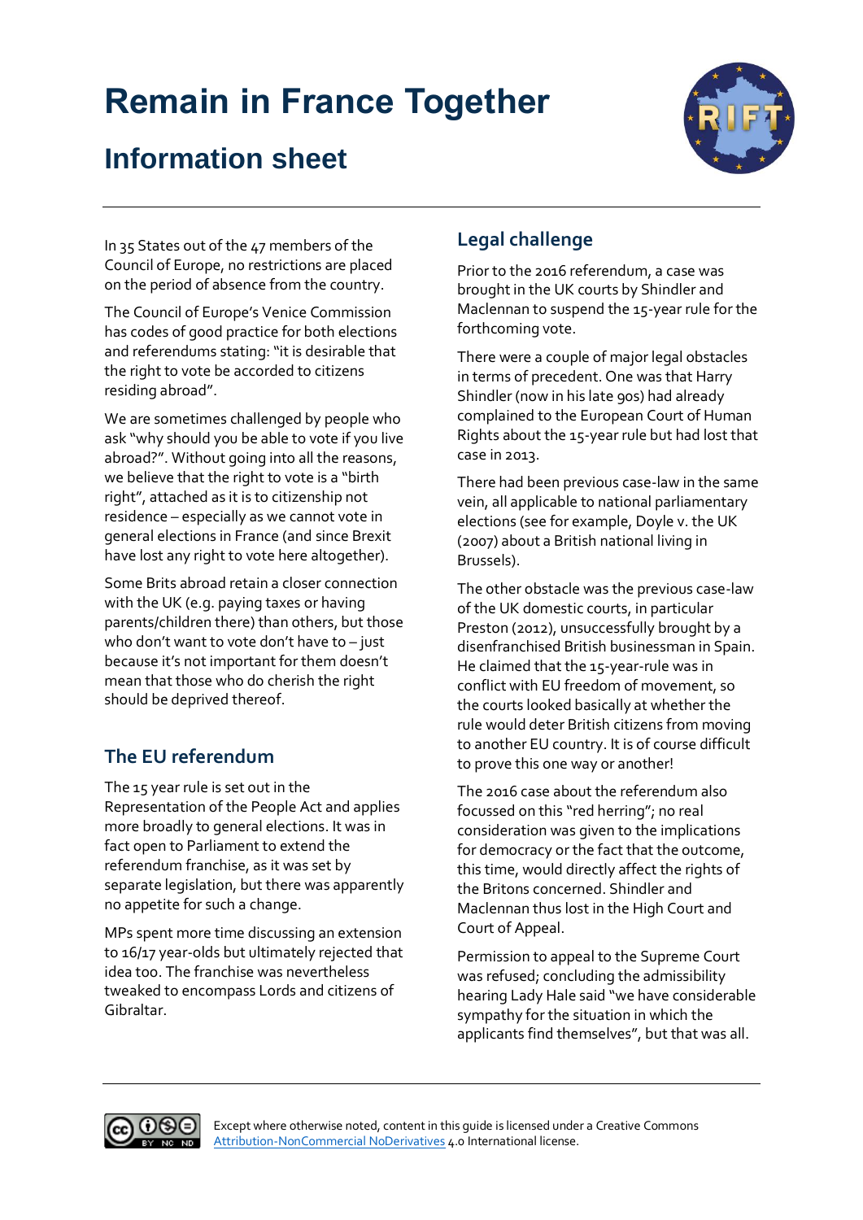# Remain in France Together

## Information sheet

In 35 States out of the 47 members of the Council of Europe, no restrictions are placed on the period of absence from the country.

The Council of Europe's Venice Commission has codes of good practice for both elections and referendums stating: "it is desirable that the right to vote be accorded to citizens residing abroad".

We are sometimes challenged by people who ask "why should you be able to vote if you live abroad?". Without going into all the reasons, we believe that the right to vote is a "birth right", attached as it is to citizenship not residence – especially as we cannot vote in general elections in France (and since Brexit have lost any right to vote here altogether).

Some Brits abroad retain a closer connection with the UK (e.g. paying taxes or having parents/children there) than others, but those who don't want to vote don't have to – just because it's not important for them doesn't mean that those who do cherish the right should be deprived thereof.

### The EU referendum

The 15 year rule is set out in the Representation of the People Act and applies more broadly to general elections. It was in fact open to Parliament to extend the referendum franchise, as it was set by separate legislation, but there was apparently no appetite for such a change.

MPs spent more time discussing an extension to 16/17 year-olds but ultimately rejected that idea too. The franchise was nevertheless tweaked to encompass Lords and citizens of Gibraltar.

### Legal challenge

Prior to the 2016 referendum, a case was brought in the UK courts by Shindler and Maclennan to suspend the 15-year rule for the forthcoming vote.

There were a couple of major legal obstacles in terms of precedent. One was that Harry Shindler (now in his late 90s) had already complained to the European Court of Human Rights about the 15-year rule but had lost that case in 2013.

There had been previous case-law in the same vein, all applicable to national parliamentary elections (see for example, Doyle v. the UK (2007) about a British national living in Brussels).

The other obstacle was the previous case-law of the UK domestic courts, in particular Preston (2012), unsuccessfully brought by a disenfranchised British businessman in Spain. He claimed that the 15-year-rule was in conflict with EU freedom of movement, so the courts looked basically at whether the rule would deter British citizens from moving to another EU country. It is of course difficult to prove this one way or another!

The 2016 case about the referendum also focussed on this "red herring"; no real consideration was given to the implications for democracy or the fact that the outcome, this time, would directly affect the rights of the Britons concerned. Shindler and Maclennan thus lost in the High Court and Court of Appeal.

Permission to appeal to the Supreme Court was refused; concluding the admissibility hearing Lady Hale said "we have considerable sympathy for the situation in which the applicants find themselves", but that was all.

Except where otherwise noted, content in this guide is licensed under a Creative Commons Attribution-NonCommercial NoDerivatives 4.0 International license.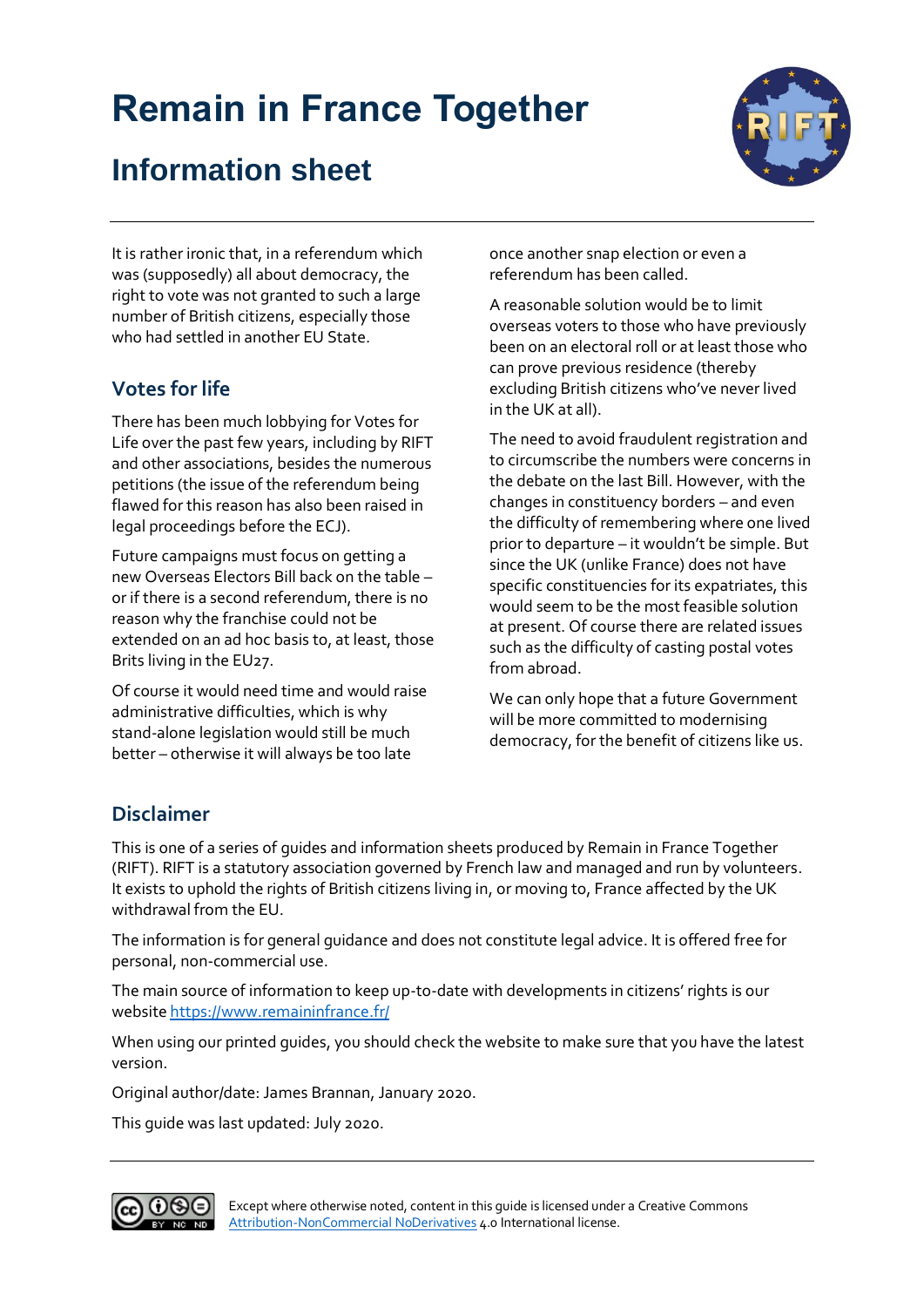# Remain in France Together

## Information sheet

It is rather ironic that, in a referendum which was (supposedly) all about democracy, the right to vote was not granted to such a large number of British citizens, especially those who had settled in another EU State.

## Votes for life

There has been much lobbying for Votes for Life over the past few years, including by RIFT and other associations, besides the numerous petitions (the issue of the referendum being flawed for this reason has also been raised in legal proceedings before the ECJ).

Future campaigns must focus on getting a new Overseas Electors Bill back on the table – or if there is a second referendum, there is no reason why the franchise could not be extended on an ad hoc basis to, at least, those Brits living in the EU27.

Of course it would need time and would raise administrative difficulties, which is why stand-alone legislation would still be much better – otherwise it will always be too late once another snap election or even a referendum has been called.

A reasonable solution would be to limit overseas voters to those who have previously been on an electoral roll or at least those who can prove previous residence (thereby excluding British citizens who've never lived in the UK at all).

The need to avoid fraudulent registration and to circumscribe the numbers were concerns in the debate on the last Bill. However, with the changes in constituency borders – and even the difficulty of remembering where one lived prior to departure – it wouldn't be simple. But since the UK (unlike France) does not have specific constituencies for its expatriates, this would seem to be the most feasible solution at present. Of course there are related issues such as the difficulty of casting postal votes from abroad.

We can only hope that a future Government will be more committed to modernising democracy, for the benefit of citizens like us.

## Disclaimer

This is one of a series of guides and information sheets produced by Remain in France Together (RIFT). RIFT is a statutory association governed by French law and managed and run by volunteers. It exists to uphold the rights of British citizens living in, or moving to, France affected by the UK withdrawal from the EU.

The information is for general guidance and does not constitute legal advice. It is offered free for personal, non-commercial use.

The main source of information to keep up-to-date with developments in citizens' rights is our website https://www.remaininfrance.fr/

When using our printed guides, you should check the website to make sure that you have the latest version.

Original author/date: James Brannan, January 2020.

This guide was last updated: July 2020.

Except where otherwise noted, content in this guide is licensed under a Creative Commons Attribution-NonCommercial NoDerivatives 4.0 International license.